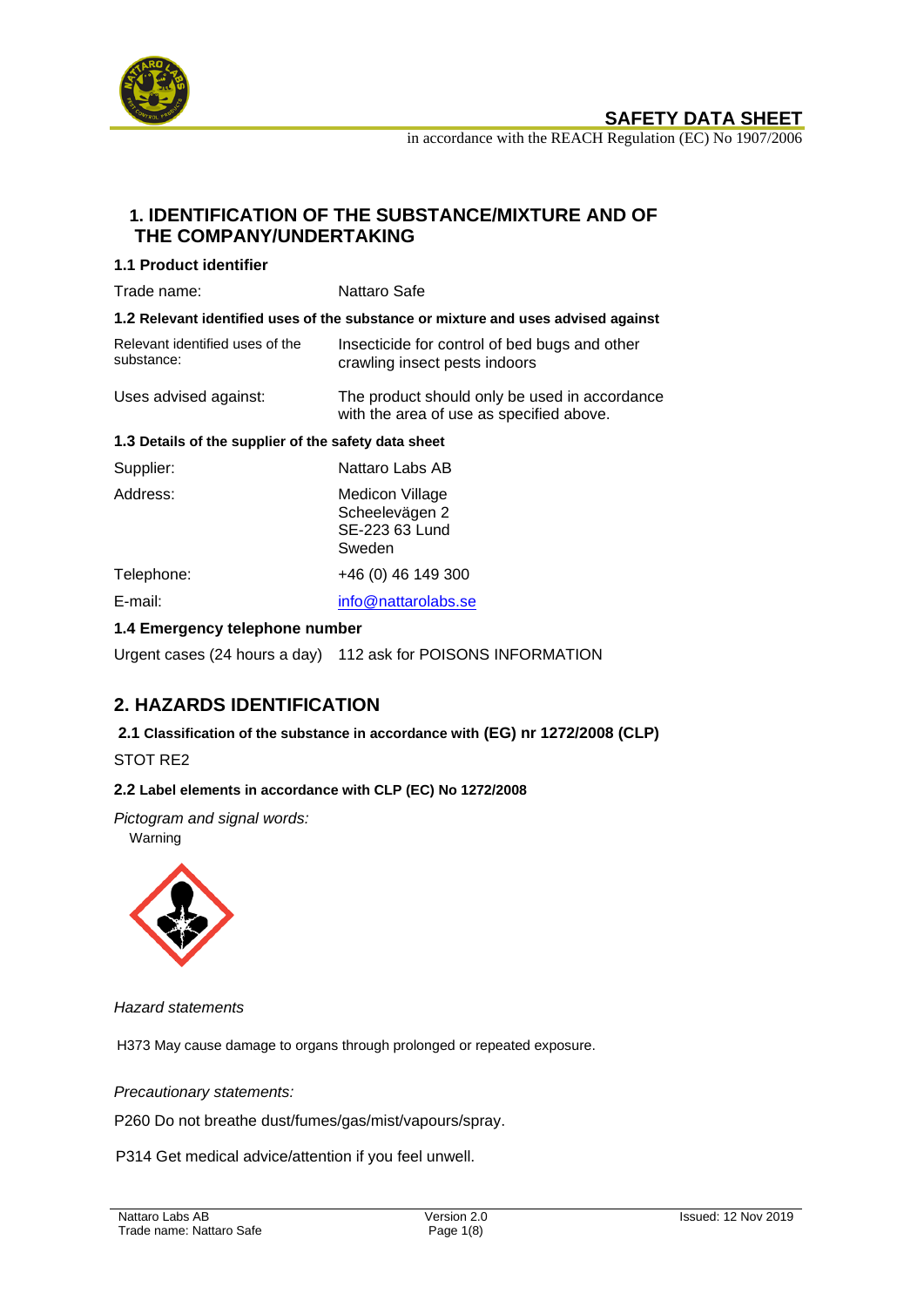# SAFETY DATA SHEET

in accordance with the REACH Regulation (EC) No 1907/2006

## 1. IDENTIFICATION OF THE SUBSTANCE/MIXTURE AND OF THE COMPANY/UNDERTAKING

### 1.1 Product identifier

| | |
|---|---|
| Trade name: | Nattaro Safe |

### 1.2 Relevant identified uses of the substance or mixture and uses advised against

| | |
|---|---|
| Relevant identified uses of the substance: | Insecticide for control of bed bugs and other crawling insect pests indoors |
| Uses advised against: | The product should only be used in accordance with the area of use as specified above. |

### 1.3 Details of the supplier of the safety data sheet

| | |
|---|---|
| Supplier: | Nattaro Labs AB |
| Address: | Medicon Village<br>Scheelevägen 2<br>SE-223 63 Lund<br>Sweden |
| Telephone: | +46 (0) 46 149 300 |
| E-mail: | info@nattarolabs.se |

### 1.4 Emergency telephone number

Urgent cases (24 hours a day) 112 ask for POISONS INFORMATION

## 2. HAZARDS IDENTIFICATION

### 2.1 Classification of the substance in accordance with (EG) nr 1272/2008 (CLP)

STOT RE2

### 2.2 Label elements in accordance with CLP (EC) No 1272/2008

*Pictogram and signal words:*

Warning

*Hazard statements*

H373 May cause damage to organs through prolonged or repeated exposure.

*Precautionary statements:*

P260 Do not breathe dust/fumes/gas/mist/vapours/spray.

P314 Get medical advice/attention if you feel unwell.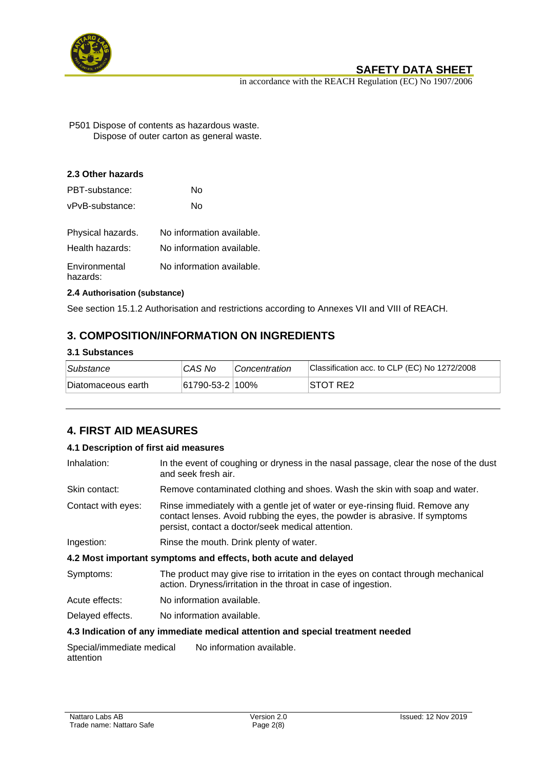P501 Dispose of contents as hazardous waste.
Dispose of outer carton as general waste.

### 2.3 Other hazards

PBT-substance: No

vPvB-substance: No

Physical hazards. No information available.

Health hazards: No information available.

Environmental hazards: No information available.

#### 2.4 Authorisation (substance)

See section 15.1.2 Authorisation and restrictions according to Annexes VII and VIII of REACH.

## 3. COMPOSITION/INFORMATION ON INGREDIENTS

### 3.1 Substances

| *Substance* | *CAS No* | *Concentration* | Classification acc. to CLP (EC) No 1272/2008 |
|---|---|---|---|
| Diatomaceous earth | 61790-53-2 | 100% | STOT RE2 |

## 4. FIRST AID MEASURES

### 4.1 Description of first aid measures

Inhalation: In the event of coughing or dryness in the nasal passage, clear the nose of the dust and seek fresh air.

Skin contact: Remove contaminated clothing and shoes. Wash the skin with soap and water.

Contact with eyes: Rinse immediately with a gentle jet of water or eye-rinsing fluid. Remove any contact lenses. Avoid rubbing the eyes, the powder is abrasive. If symptoms persist, contact a doctor/seek medical attention.

Ingestion: Rinse the mouth. Drink plenty of water.

### 4.2 Most important symptoms and effects, both acute and delayed

Symptoms: The product may give rise to irritation in the eyes on contact through mechanical action. Dryness/irritation in the throat in case of ingestion.

Acute effects: No information available.

Delayed effects. No information available.

### 4.3 Indication of any immediate medical attention and special treatment needed

Special/immediate medical attention No information available.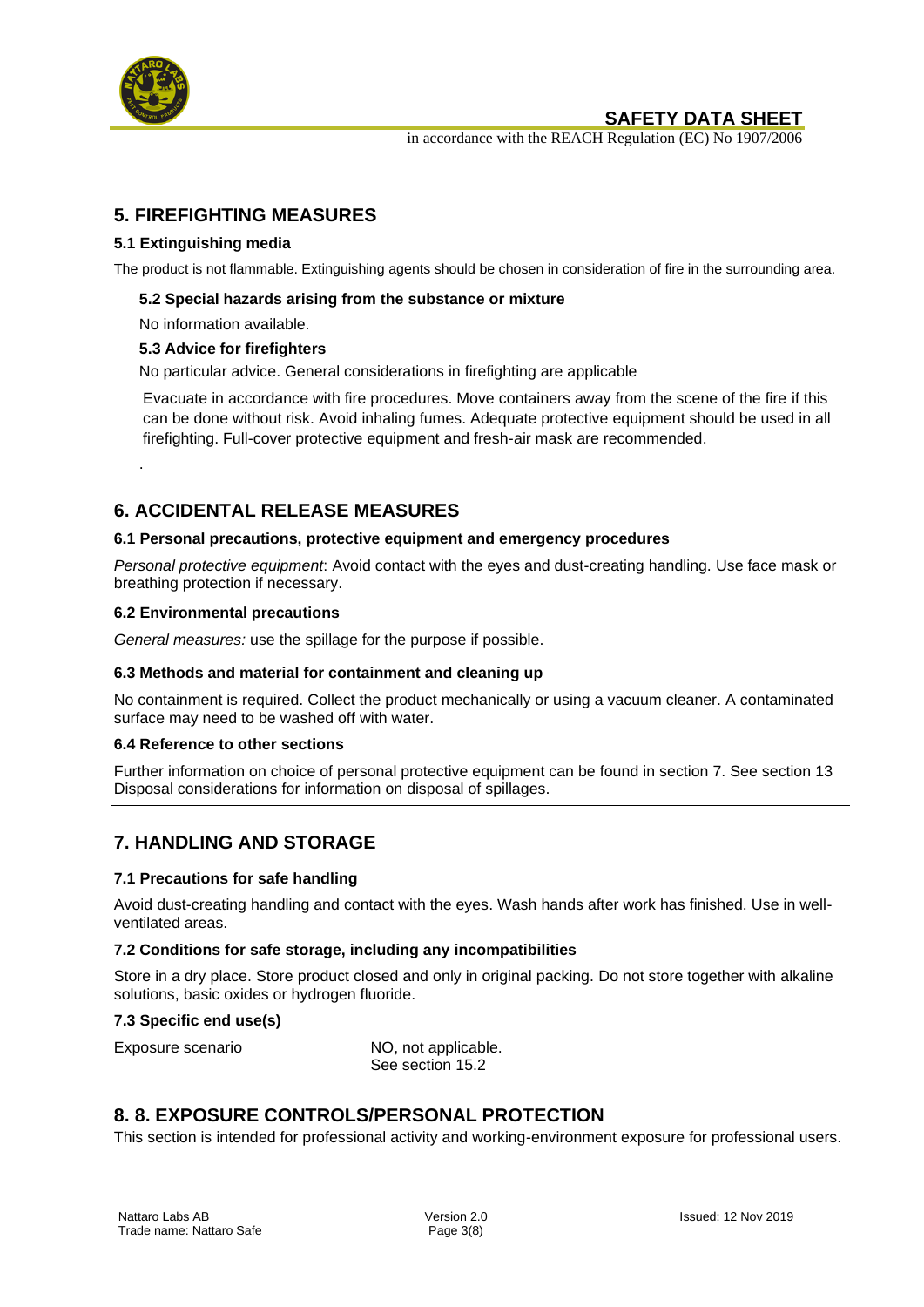## 5. FIREFIGHTING MEASURES

### 5.1 Extinguishing media

The product is not flammable. Extinguishing agents should be chosen in consideration of fire in the surrounding area.

### 5.2 Special hazards arising from the substance or mixture

No information available.

### 5.3 Advice for firefighters

No particular advice. General considerations in firefighting are applicable

Evacuate in accordance with fire procedures. Move containers away from the scene of the fire if this can be done without risk. Avoid inhaling fumes. Adequate protective equipment should be used in all firefighting. Full-cover protective equipment and fresh-air mask are recommended.

.

## 6. ACCIDENTAL RELEASE MEASURES

### 6.1 Personal precautions, protective equipment and emergency procedures

*Personal protective equipment*: Avoid contact with the eyes and dust-creating handling. Use face mask or breathing protection if necessary.

### 6.2 Environmental precautions

*General measures:* use the spillage for the purpose if possible.

### 6.3 Methods and material for containment and cleaning up

No containment is required. Collect the product mechanically or using a vacuum cleaner. A contaminated surface may need to be washed off with water.

### 6.4 Reference to other sections

Further information on choice of personal protective equipment can be found in section 7. See section 13 Disposal considerations for information on disposal of spillages.

## 7. HANDLING AND STORAGE

### 7.1 Precautions for safe handling

Avoid dust-creating handling and contact with the eyes. Wash hands after work has finished. Use in well-ventilated areas.

### 7.2 Conditions for safe storage, including any incompatibilities

Store in a dry place. Store product closed and only in original packing. Do not store together with alkaline solutions, basic oxides or hydrogen fluoride.

### 7.3 Specific end use(s)

| Exposure scenario | NO, not applicable.<br>See section 15.2 |
|---|---|

## 8. 8. EXPOSURE CONTROLS/PERSONAL PROTECTION

This section is intended for professional activity and working-environment exposure for professional users.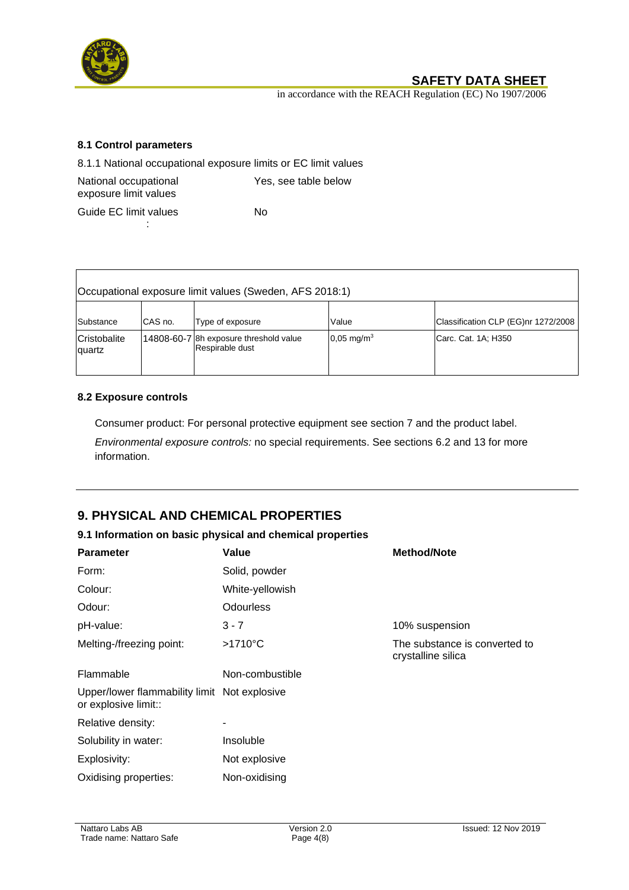### 8.1 Control parameters

8.1.1 National occupational exposure limits or EC limit values

| | |
|---|---|
| National occupational exposure limit values | Yes, see table below |
| Guide EC limit values : | No |

| Occupational exposure limit values (Sweden, AFS 2018:1) | | | | |
|---|---|---|---|---|
| Substance | CAS no. | Type of exposure | Value | Classification CLP (EG)nr 1272/2008 |
| Cristobalite quartz | 14808-60-7 | 8h exposure threshold value Respirable dust | 0,05 $mg/m^3$ | Carc. Cat. 1A; H350 |

### 8.2 Exposure controls

Consumer product: For personal protective equipment see section 7 and the product label.

*Environmental exposure controls:* no special requirements. See sections 6.2 and 13 for more information.

## 9. PHYSICAL AND CHEMICAL PROPERTIES

### 9.1 Information on basic physical and chemical properties

| Parameter | Value | Method/Note |
|---|---|---|
| Form: | Solid, powder | |
| Colour: | White-yellowish | |
| Odour: | Odourless | |
| pH-value: | 3 - 7 | 10% suspension |
| Melting-/freezing point: | >1710°C | The substance is converted to crystalline silica |
| Flammable | Non-combustible | |
| Upper/lower flammability limit or explosive limit:: | Not explosive | |
| Relative density: | - | |
| Solubility in water: | Insoluble | |
| Explosivity: | Not explosive | |
| Oxidising properties: | Non-oxidising | |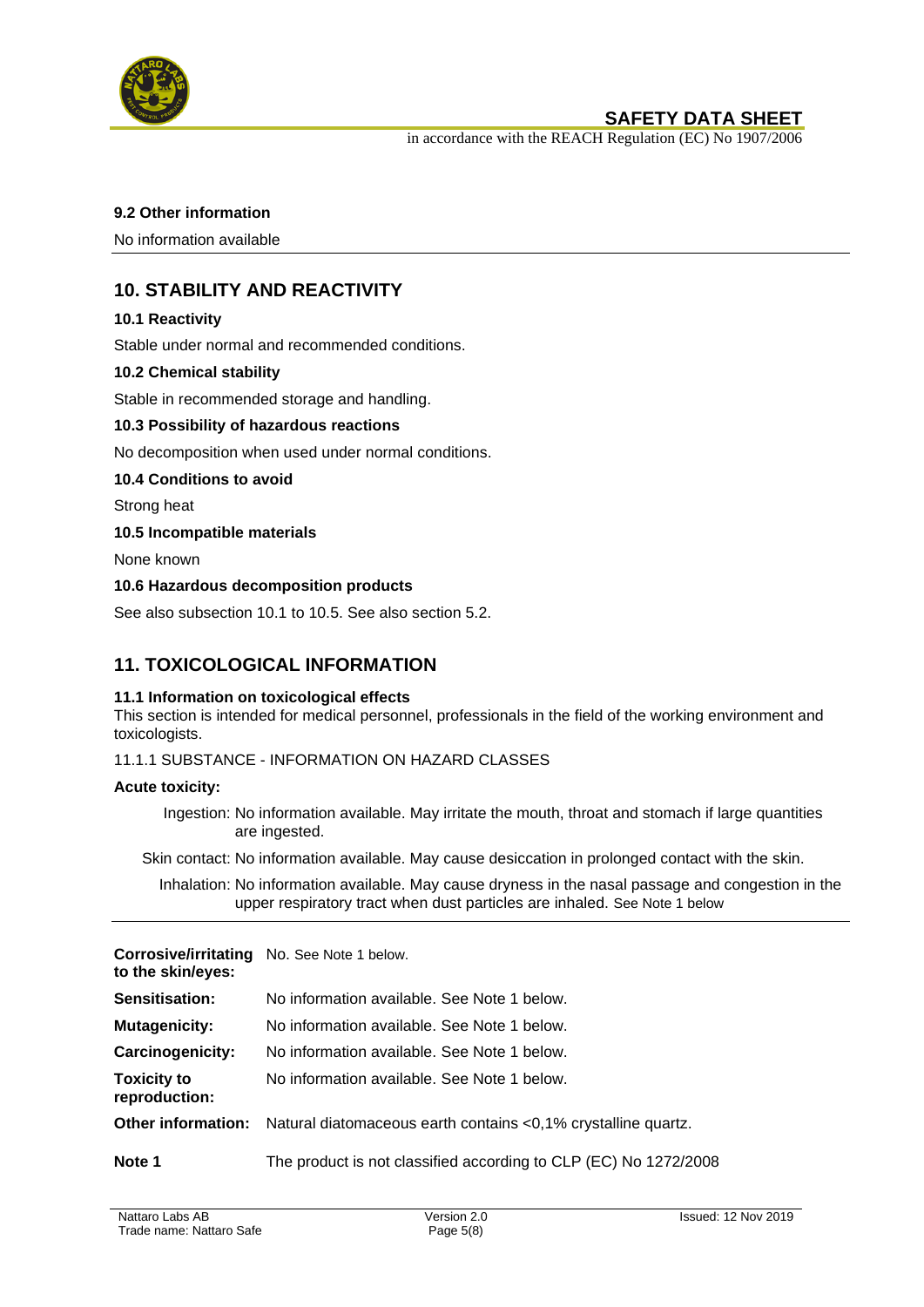### 9.2 Other information

No information available

## 10. STABILITY AND REACTIVITY

### 10.1 Reactivity

Stable under normal and recommended conditions.

### 10.2 Chemical stability

Stable in recommended storage and handling.

### 10.3 Possibility of hazardous reactions

No decomposition when used under normal conditions.

### 10.4 Conditions to avoid

Strong heat

### 10.5 Incompatible materials

None known

### 10.6 Hazardous decomposition products

See also subsection 10.1 to 10.5. See also section 5.2.

## 11. TOXICOLOGICAL INFORMATION

### 11.1 Information on toxicological effects

This section is intended for medical personnel, professionals in the field of the working environment and toxicologists.

11.1.1 SUBSTANCE - INFORMATION ON HAZARD CLASSES

**Acute toxicity:**

Ingestion: No information available. May irritate the mouth, throat and stomach if large quantities are ingested.

Skin contact: No information available. May cause desiccation in prolonged contact with the skin.

Inhalation: No information available. May cause dryness in the nasal passage and congestion in the upper respiratory tract when dust particles are inhaled. See Note 1 below

| | |
|---|---|
| **Corrosive/irritating to the skin/eyes:** | No. See Note 1 below. |
| **Sensitisation:** | No information available. See Note 1 below. |
| **Mutagenicity:** | No information available. See Note 1 below. |
| **Carcinogenicity:** | No information available. See Note 1 below. |
| **Toxicity to reproduction:** | No information available. See Note 1 below. |
| **Other information:** | Natural diatomaceous earth contains <0,1% crystalline quartz. |
| **Note 1** | The product is not classified according to CLP (EC) No 1272/2008 |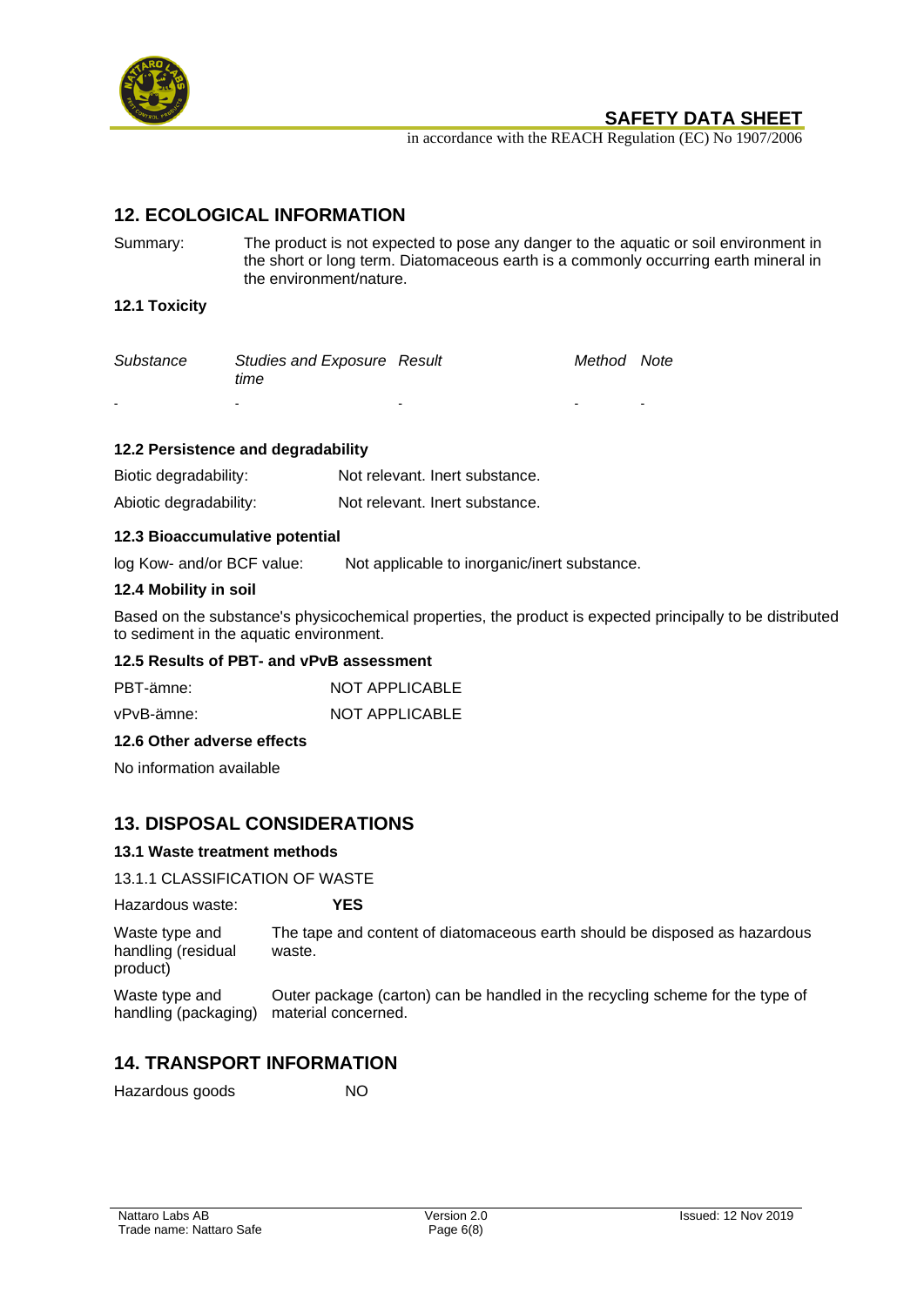## 12. ECOLOGICAL INFORMATION

Summary: The product is not expected to pose any danger to the aquatic or soil environment in the short or long term. Diatomaceous earth is a commonly occurring earth mineral in the environment/nature.

### 12.1 Toxicity

| *Substance* | *Studies and Exposure time* | *Result* | *Method* | *Note* |
|---|---|---|---|---|
| - | - | - | - | - |

### 12.2 Persistence and degradability

Biotic degradability: Not relevant. Inert substance.

Abiotic degradability: Not relevant. Inert substance.

### 12.3 Bioaccumulative potential

log Kow- and/or BCF value: Not applicable to inorganic/inert substance.

### 12.4 Mobility in soil

Based on the substance's physicochemical properties, the product is expected principally to be distributed to sediment in the aquatic environment.

### 12.5 Results of PBT- and vPvB assessment

PBT-ämne: NOT APPLICABLE

vPvB-ämne: NOT APPLICABLE

### 12.6 Other adverse effects

No information available

## 13. DISPOSAL CONSIDERATIONS

### 13.1 Waste treatment methods

13.1.1 CLASSIFICATION OF WASTE

Hazardous waste: **YES**

Waste type and handling (residual product): The tape and content of diatomaceous earth should be disposed as hazardous waste.

Waste type and handling (packaging): Outer package (carton) can be handled in the recycling scheme for the type of material concerned.

## 14. TRANSPORT INFORMATION

Hazardous goods NO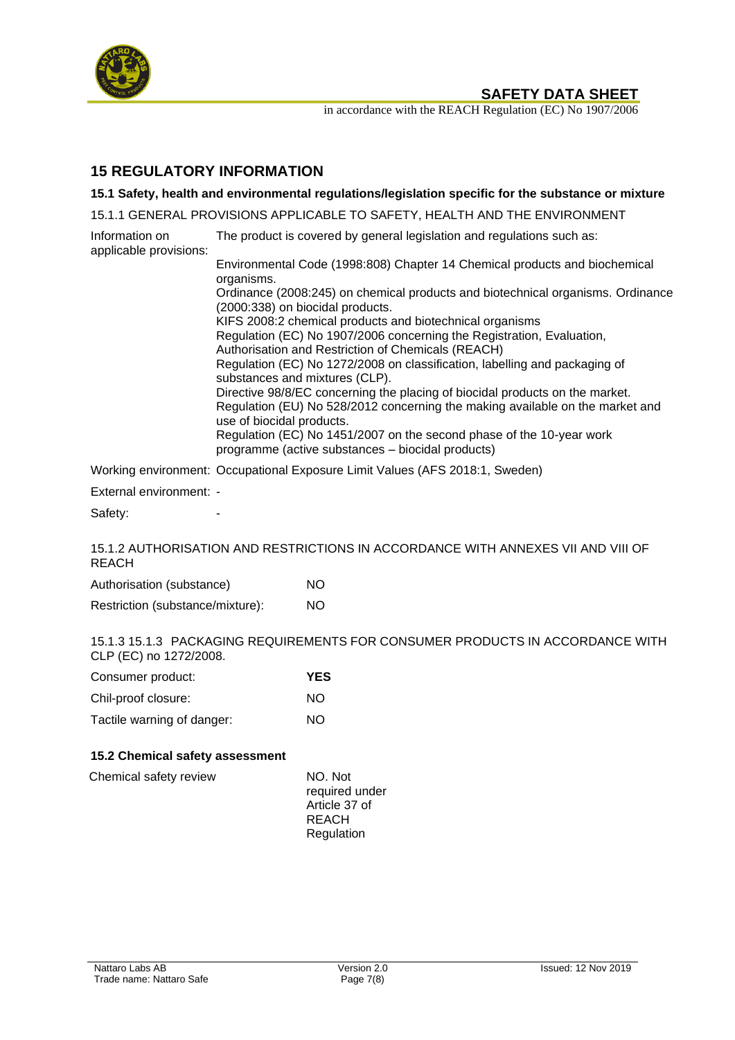## 15 REGULATORY INFORMATION

### 15.1 Safety, health and environmental regulations/legislation specific for the substance or mixture

15.1.1 GENERAL PROVISIONS APPLICABLE TO SAFETY, HEALTH AND THE ENVIRONMENT

| | |
|---|---|
| Information on applicable provisions: | The product is covered by general legislation and regulations such as:<br><br>Environmental Code (1998:808) Chapter 14 Chemical products and biochemical organisms.<br>Ordinance (2008:245) on chemical products and biotechnical organisms. Ordinance (2000:338) on biocidal products.<br>KIFS 2008:2 chemical products and biotechnical organisms<br>Regulation (EC) No 1907/2006 concerning the Registration, Evaluation, Authorisation and Restriction of Chemicals (REACH)<br>Regulation (EC) No 1272/2008 on classification, labelling and packaging of substances and mixtures (CLP).<br>Directive 98/8/EC concerning the placing of biocidal products on the market.<br>Regulation (EU) No 528/2012 concerning the making available on the market and use of biocidal products.<br>Regulation (EC) No 1451/2007 on the second phase of the 10-year work programme (active substances – biocidal products) |
| Working environment: | Occupational Exposure Limit Values (AFS 2018:1, Sweden) |
| External environment: | - |
| Safety: | - |

15.1.2 AUTHORISATION AND RESTRICTIONS IN ACCORDANCE WITH ANNEXES VII AND VIII OF REACH

| | |
|---|---|
| Authorisation (substance) | NO |
| Restriction (substance/mixture): | NO |

15.1.3 15.1.3 PACKAGING REQUIREMENTS FOR CONSUMER PRODUCTS IN ACCORDANCE WITH CLP (EC) no 1272/2008.

| | |
|---|---|
| Consumer product: | **YES** |
| Chil-proof closure: | NO |
| Tactile warning of danger: | NO |

### 15.2 Chemical safety assessment

| | |
|---|---|
| Chemical safety review | NO. Not required under Article 37 of REACH Regulation |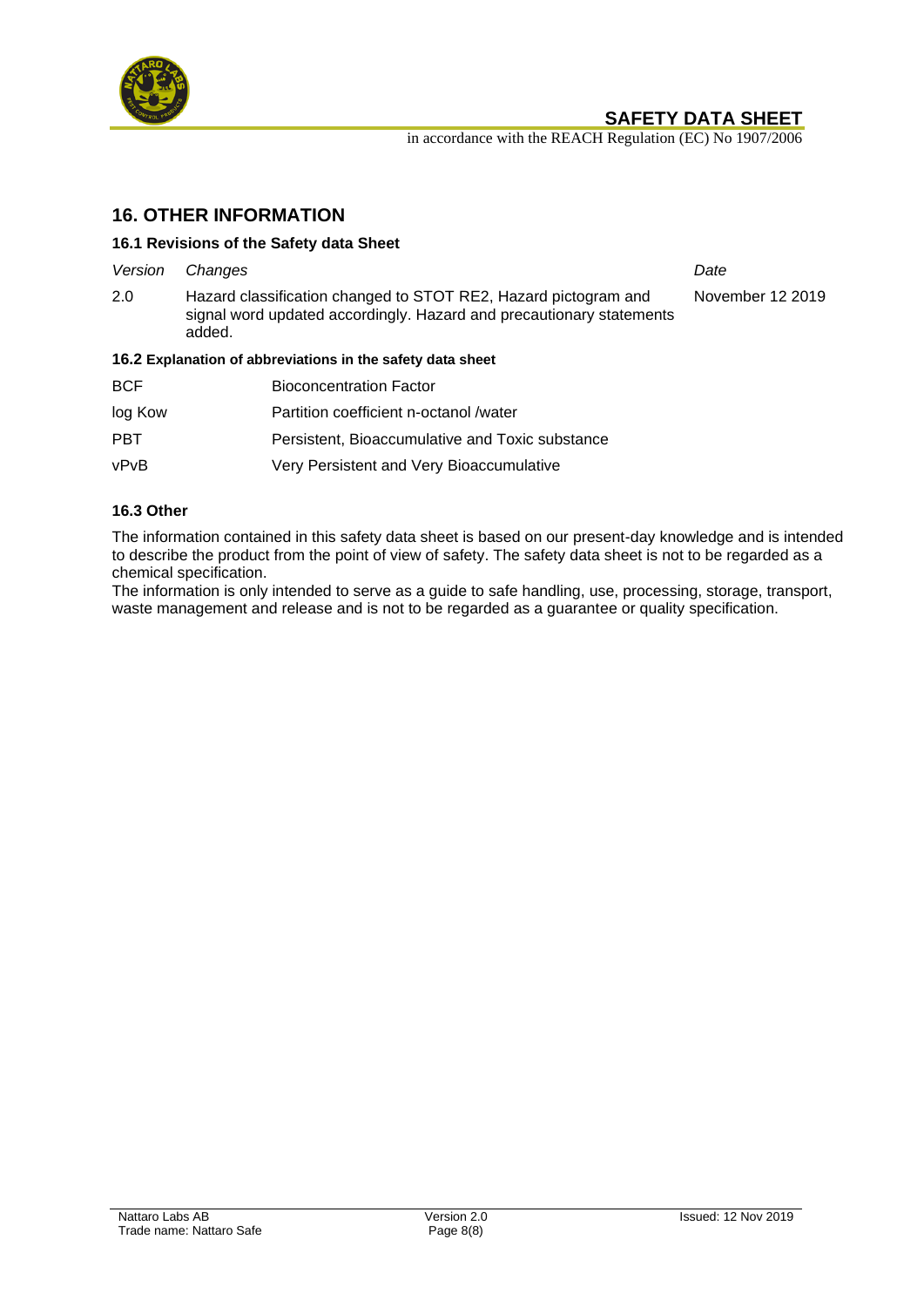## 16. OTHER INFORMATION

### 16.1 Revisions of the Safety data Sheet

| *Version* | *Changes* | *Date* |
| --- | --- | --- |
| 2.0 | Hazard classification changed to STOT RE2, Hazard pictogram and signal word updated accordingly. Hazard and precautionary statements added. | November 12 2019 |

### 16.2 Explanation of abbreviations in the safety data sheet

| | |
| --- | --- |
| BCF | Bioconcentration Factor |
| log Kow | Partition coefficient n-octanol /water |
| PBT | Persistent, Bioaccumulative and Toxic substance |
| vPvB | Very Persistent and Very Bioaccumulative |

### 16.3 Other

The information contained in this safety data sheet is based on our present-day knowledge and is intended to describe the product from the point of view of safety. The safety data sheet is not to be regarded as a chemical specification.

The information is only intended to serve as a guide to safe handling, use, processing, storage, transport, waste management and release and is not to be regarded as a guarantee or quality specification.